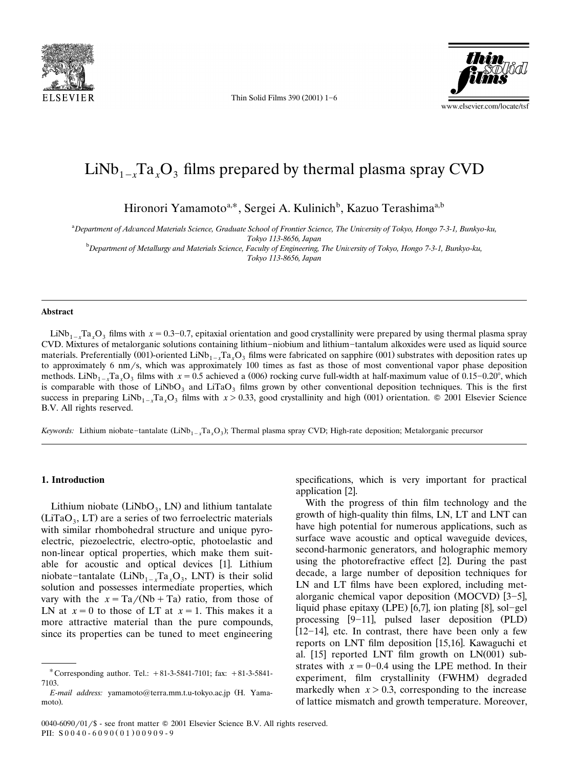# $LiNb_{1-x}Ta_xO_3$ films prepared by thermal plasma spray CVD

Hironori Yamamoto[a,*], Sergei A. Kulinich[b], Kazuo Terashima[a,b]

[a]Department of Advanced Materials Science, Graduate School of Frontier Science, The University of Tokyo, Hongo 7-3-1, Bunkyo-ku, Tokyo 113-8656, Japan

[b]Department of Metallurgy and Materials Science, Faculty of Engineering, The University of Tokyo, Hongo 7-3-1, Bunkyo-ku, Tokyo 113-8656, Japan

## Abstract

$LiNb_{1-x}Ta_xO_3$ films with $x = 0.3$–$0.7$, epitaxial orientation and good crystallinity were prepared by using thermal plasma spray CVD. Mixtures of metalorganic solutions containing lithium–niobium and lithium–tantalum alkoxides were used as liquid source materials. Preferentially (001)-oriented $LiNb_{1-x}Ta_xO_3$ films were fabricated on sapphire (001) substrates with deposition rates up to approximately 6 nm/s, which was approximately 100 times as fast as those of most conventional vapor phase deposition methods. $LiNb_{1-x}Ta_xO_3$ films with $x = 0.5$ achieved a (006) rocking curve full-width at half-maximum value of 0.15–0.20°, which is comparable with those of $LiNbO_3$ and $LiTaO_3$ films grown by other conventional deposition techniques. This is the first success in preparing $LiNb_{1-x}Ta_xO_3$ films with $x > 0.33$, good crystallinity and high (001) orientation. © 2001 Elsevier Science B.V. All rights reserved.

*Keywords:* Lithium niobate–tantalate ($LiNb_{1-x}Ta_xO_3$); Thermal plasma spray CVD; High-rate deposition; Metalorganic precursor

## 1. Introduction

Lithium niobate ($LiNbO_3$, LN) and lithium tantalate ($LiTaO_3$, LT) are a series of two ferroelectric materials with similar rhombohedral structure and unique pyroelectric, piezoelectric, electro-optic, photoelastic and non-linear optical properties, which make them suitable for acoustic and optical devices [1]. Lithium niobate–tantalate ($LiNb_{1-x}Ta_xO_3$, LNT) is their solid solution and possesses intermediate properties, which vary with the $x = Ta/(Nb + Ta)$ ratio, from those of LN at $x = 0$ to those of LT at $x = 1$. This makes it a more attractive material than the pure compounds, since its properties can be tuned to meet engineering specifications, which is very important for practical application [2].

With the progress of thin film technology and the growth of high-quality thin films, LN, LT and LNT can have high potential for numerous applications, such as surface wave acoustic and optical waveguide devices, second-harmonic generators, and holographic memory using the photorefractive effect [2]. During the past decade, a large number of deposition techniques for LN and LT films have been explored, including metalorganic chemical vapor deposition (MOCVD) [3–5], liquid phase epitaxy (LPE) [6,7], ion plating [8], sol–gel processing [9–11], pulsed laser deposition (PLD) [12–14], etc. In contrast, there have been only a few reports on LNT film deposition [15,16]. Kawaguchi et al. [15] reported LNT film growth on LN(001) substrates with $x = 0$–$0.4$ using the LPE method. In their experiment, film crystallinity (FWHM) degraded markedly when $x > 0.3$, corresponding to the increase of lattice mismatch and growth temperature. Moreover,

* Corresponding author. Tel.: +81-3-5841-7101; fax: +81-3-5841-7103.

*E-mail address:* yamamoto@terra.mm.t.u-tokyo.ac.jp (H. Yamamoto).

0040-6090/01/$ - see front matter © 2001 Elsevier Science B.V. All rights reserved.
PII: S0040-6090(01)00909-9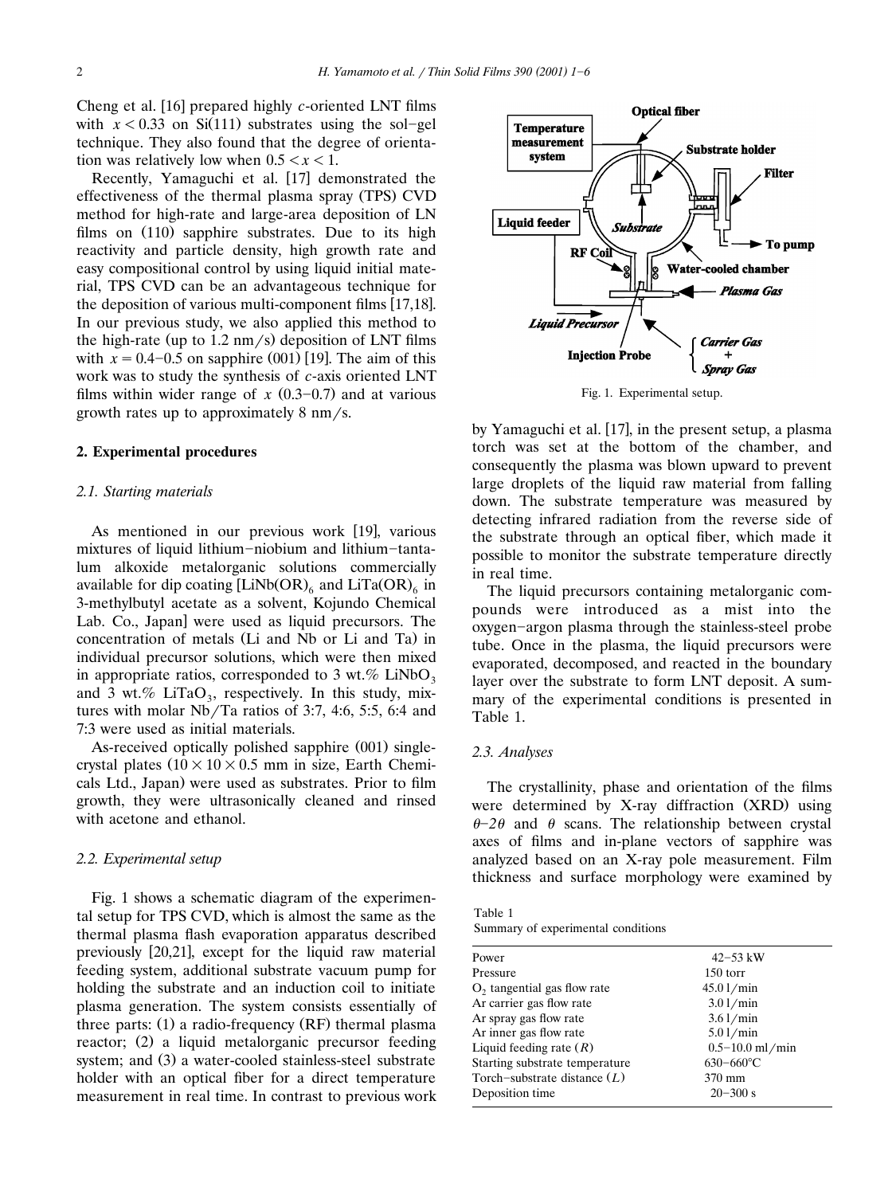Cheng et al. [16] prepared highly *c*-oriented LNT films with $x < 0.33$ on Si(111) substrates using the sol–gel technique. They also found that the degree of orientation was relatively low when $0.5 < x < 1$.

Recently, Yamaguchi et al. [17] demonstrated the effectiveness of the thermal plasma spray (TPS) CVD method for high-rate and large-area deposition of LN films on (110) sapphire substrates. Due to its high reactivity and particle density, high growth rate and easy compositional control by using liquid initial material, TPS CVD can be an advantageous technique for the deposition of various multi-component films [17,18]. In our previous study, we also applied this method to the high-rate (up to 1.2 nm/s) deposition of LNT films with $x = 0.4$–$0.5$ on sapphire (001) [19]. The aim of this work was to study the synthesis of *c*-axis oriented LNT films within wider range of $x$ (0.3–0.7) and at various growth rates up to approximately 8 nm/s.

## 2. Experimental procedures

### 2.1. Starting materials

As mentioned in our previous work [19], various mixtures of liquid lithium–niobium and lithium–tantalum alkoxide metalorganic solutions commercially available for dip coating [$LiNb(OR)_6$ and $LiTa(OR)_6$ in 3-methylbutyl acetate as a solvent, Kojundo Chemical Lab. Co., Japan] were used as liquid precursors. The concentration of metals (Li and Nb or Li and Ta) in individual precursor solutions, which were then mixed in appropriate ratios, corresponded to 3 wt.% $LiNbO_3$ and 3 wt.% $LiTaO_3$, respectively. In this study, mixtures with molar Nb/Ta ratios of 3:7, 4:6, 5:5, 6:4 and 7:3 were used as initial materials.

As-received optically polished sapphire (001) single-crystal plates (10 × 10 × 0.5 mm in size, Earth Chemicals Ltd., Japan) were used as substrates. Prior to film growth, they were ultrasonically cleaned and rinsed with acetone and ethanol.

### 2.2. Experimental setup

Fig. 1 shows a schematic diagram of the experimental setup for TPS CVD, which is almost the same as the thermal plasma flash evaporation apparatus described previously [20,21], except for the liquid raw material feeding system, additional substrate vacuum pump for holding the substrate and an induction coil to initiate plasma generation. The system consists essentially of three parts: (1) a radio-frequency (RF) thermal plasma reactor; (2) a liquid metalorganic precursor feeding system; and (3) a water-cooled stainless-steel substrate holder with an optical fiber for a direct temperature measurement in real time. In contrast to previous work by Yamaguchi et al. [17], in the present setup, a plasma torch was set at the bottom of the chamber, and consequently the plasma was blown upward to prevent large droplets of the liquid raw material from falling down. The substrate temperature was measured by detecting infrared radiation from the reverse side of the substrate through an optical fiber, which made it possible to monitor the substrate temperature directly in real time.

Fig. 1. Experimental setup.

The liquid precursors containing metalorganic compounds were introduced as a mist into the oxygen–argon plasma through the stainless-steel probe tube. Once in the plasma, the liquid precursors were evaporated, decomposed, and reacted in the boundary layer over the substrate to form LNT deposit. A summary of the experimental conditions is presented in Table 1.

### 2.3. Analyses

The crystallinity, phase and orientation of the films were determined by X-ray diffraction (XRD) using $\theta$–$2\theta$ and $\theta$ scans. The relationship between crystal axes of films and in-plane vectors of sapphire was analyzed based on an X-ray pole measurement. Film thickness and surface morphology were examined by

Table 1
Summary of experimental conditions

| | |
|---|---|
| Power | 42–53 kW |
| Pressure | 150 torr |
| $O_2$ tangential gas flow rate | 45.0 l/min |
| Ar carrier gas flow rate | 3.0 l/min |
| Ar spray gas flow rate | 3.6 l/min |
| Ar inner gas flow rate | 5.0 l/min |
| Liquid feeding rate ($R$) | 0.5–10.0 ml/min |
| Starting substrate temperature | 630–660°C |
| Torch–substrate distance ($L$) | 370 mm |
| Deposition time | 20–300 s |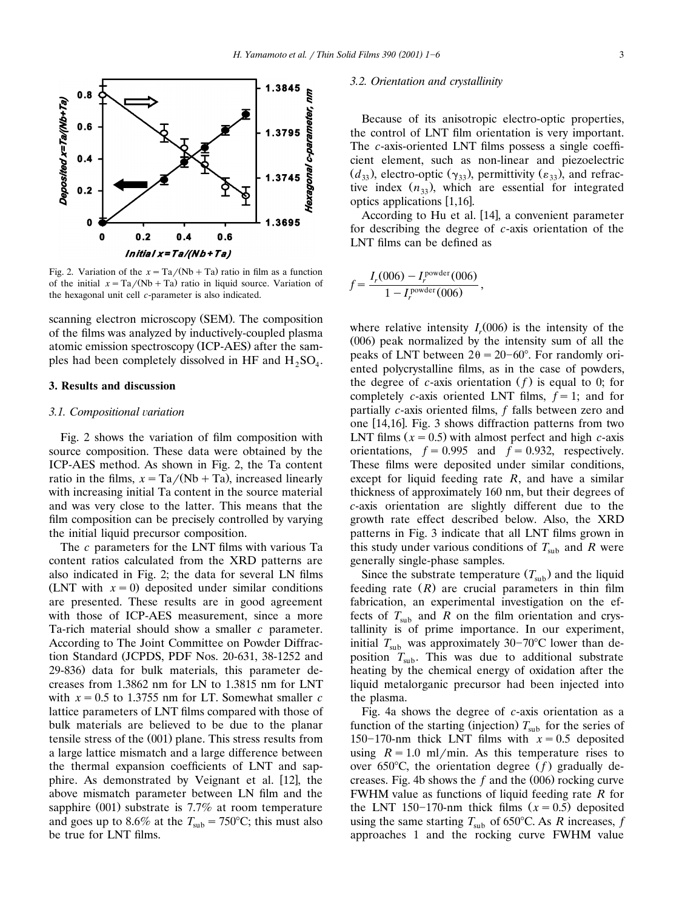Fig. 2. Variation of the $x = \text{Ta}/(\text{Nb}+\text{Ta})$ ratio in film as a function of the initial $x = \text{Ta}/(\text{Nb}+\text{Ta})$ ratio in liquid source. Variation of the hexagonal unit cell $c$-parameter is also indicated.

scanning electron microscopy (SEM). The composition of the films was analyzed by inductively-coupled plasma atomic emission spectroscopy (ICP-AES) after the samples had been completely dissolved in HF and $H_2SO_4$.

## 3. Results and discussion

### 3.1. Compositional variation

Fig. 2 shows the variation of film composition with source composition. These data were obtained by the ICP-AES method. As shown in Fig. 2, the Ta content ratio in the films, $x = \text{Ta}/(\text{Nb}+\text{Ta})$, increased linearly with increasing initial Ta content in the source material and was very close to the latter. This means that the film composition can be precisely controlled by varying the initial liquid precursor composition.

The $c$ parameters for the LNT films with various Ta content ratios calculated from the XRD patterns are also indicated in Fig. 2; the data for several LN films (LNT with $x=0$) deposited under similar conditions are presented. These results are in good agreement with those of ICP-AES measurement, since a more Ta-rich material should show a smaller $c$ parameter. According to The Joint Committee on Powder Diffraction Standard (JCPDS, PDF Nos. 20-631, 38-1252 and 29-836) data for bulk materials, this parameter decreases from 1.3862 nm for LN to 1.3815 nm for LNT with $x=0.5$ to 1.3755 nm for LT. Somewhat smaller $c$ lattice parameters of LNT films compared with those of bulk materials are believed to be due to the planar tensile stress of the (001) plane. This stress results from a large lattice mismatch and a large difference between the thermal expansion coefficients of LNT and sapphire. As demonstrated by Veignant et al. [12], the above mismatch parameter between LN film and the sapphire (001) substrate is 7.7% at room temperature and goes up to 8.6% at the $T_{sub} = 750°\text{C}$; this must also be true for LNT films.

### 3.2. Orientation and crystallinity

Because of its anisotropic electro-optic properties, the control of LNT film orientation is very important. The $c$-axis-oriented LNT films possess a single coefficient element, such as non-linear and piezoelectric ($d_{33}$), electro-optic ($\gamma_{33}$), permittivity ($\varepsilon_{33}$), and refractive index ($n_{33}$), which are essential for integrated optics applications [1,16].

According to Hu et al. [14], a convenient parameter for describing the degree of $c$-axis orientation of the LNT films can be defined as

$$f = \frac{I_r(006) - I_r^{\text{powder}}(006)}{1 - I_r^{\text{powder}}(006)},$$

where relative intensity $I_r(006)$ is the intensity of the (006) peak normalized by the intensity sum of all the peaks of LNT between $2\theta = 20$–$60°$. For randomly oriented polycrystalline films, as in the case of powders, the degree of $c$-axis orientation ($f$) is equal to 0; for completely $c$-axis oriented LNT films, $f=1$; and for partially $c$-axis oriented films, $f$ falls between zero and one [14,16]. Fig. 3 shows diffraction patterns from two LNT films ($x=0.5$) with almost perfect and high $c$-axis orientations, $f=0.995$ and $f=0.932$, respectively. These films were deposited under similar conditions, except for liquid feeding rate $R$, and have a similar thickness of approximately 160 nm, but their degrees of $c$-axis orientation are slightly different due to the growth rate effect described below. Also, the XRD patterns in Fig. 3 indicate that all LNT films grown in this study under various conditions of $T_{sub}$ and $R$ were generally single-phase samples.

Since the substrate temperature ($T_{sub}$) and the liquid feeding rate ($R$) are crucial parameters in thin film fabrication, an experimental investigation on the effects of $T_{sub}$ and $R$ on the film orientation and crystallinity is of prime importance. In our experiment, initial $T_{sub}$ was approximately 30–70°C lower than deposition $T_{sub}$. This was due to additional substrate heating by the chemical energy of oxidation after the liquid metalorganic precursor had been injected into the plasma.

Fig. 4a shows the degree of $c$-axis orientation as a function of the starting (injection) $T_{sub}$ for the series of 150–170-nm thick LNT films with $x=0.5$ deposited using $R=1.0$ ml/min. As this temperature rises to over 650°C, the orientation degree ($f$) gradually decreases. Fig. 4b shows the $f$ and the (006) rocking curve FWHM value as functions of liquid feeding rate $R$ for the LNT 150–170-nm thick films ($x=0.5$) deposited using the same starting $T_{sub}$ of 650°C. As $R$ increases, $f$ approaches 1 and the rocking curve FWHM value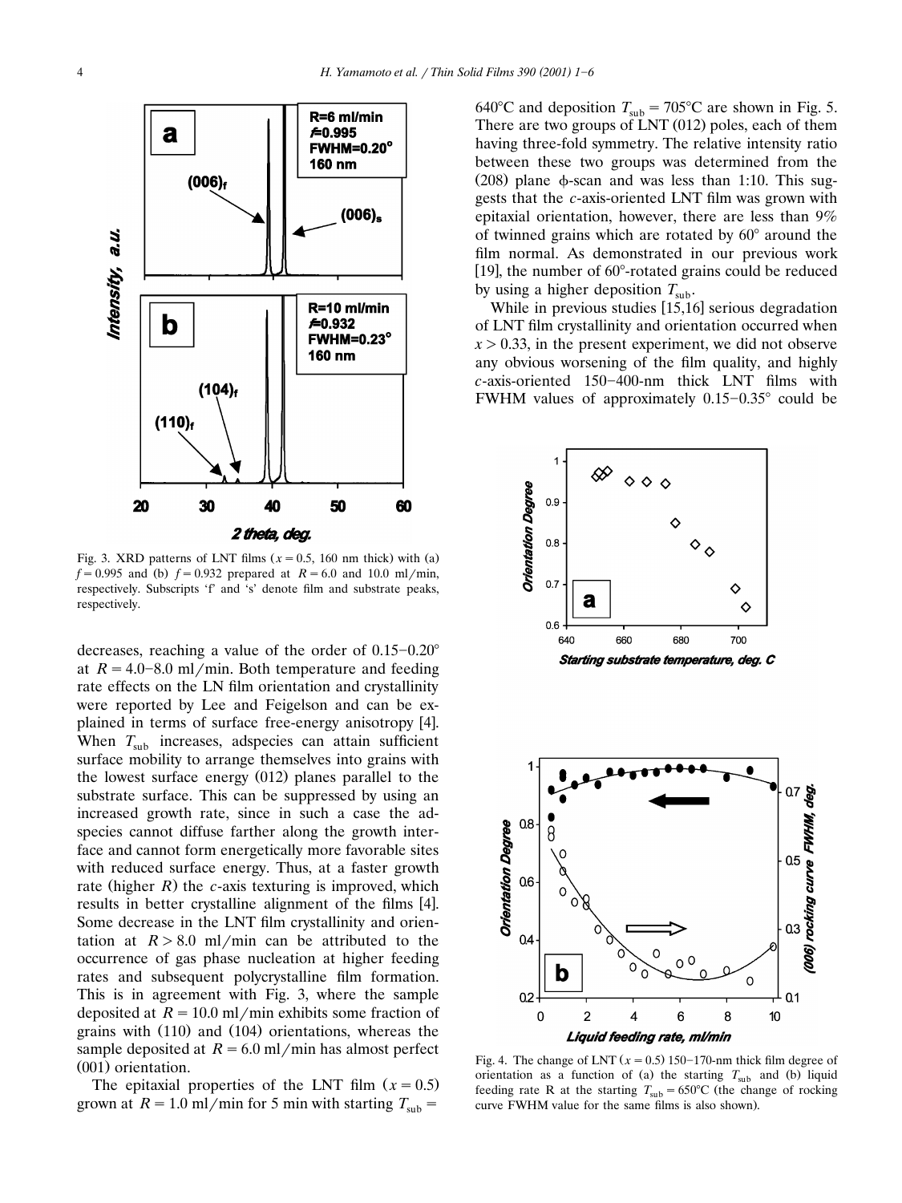Fig. 3. XRD patterns of LNT films ($x = 0.5$, 160 nm thick) with (a) $f = 0.995$ and (b) $f = 0.932$ prepared at $R = 6.0$ and 10.0 ml/min, respectively. Subscripts 'f' and 's' denote film and substrate peaks, respectively.

decreases, reaching a value of the order of 0.15–0.20° at $R = 4.0$–8.0 ml/min. Both temperature and feeding rate effects on the LN film orientation and crystallinity were reported by Lee and Feigelson and can be explained in terms of surface free-energy anisotropy [4]. When $T_{sub}$ increases, adspecies can attain sufficient surface mobility to arrange themselves into grains with the lowest surface energy (012) planes parallel to the substrate surface. This can be suppressed by using an increased growth rate, since in such a case the adspecies cannot diffuse farther along the growth interface and cannot form energetically more favorable sites with reduced surface energy. Thus, at a faster growth rate (higher $R$) the $c$-axis texturing is improved, which results in better crystalline alignment of the films [4]. Some decrease in the LNT film crystallinity and orientation at $R > 8.0$ ml/min can be attributed to the occurrence of gas phase nucleation at higher feeding rates and subsequent polycrystalline film formation. This is in agreement with Fig. 3, where the sample deposited at $R = 10.0$ ml/min exhibits some fraction of grains with (110) and (104) orientations, whereas the sample deposited at $R = 6.0$ ml/min has almost perfect (001) orientation.

The epitaxial properties of the LNT film ($x = 0.5$) grown at $R = 1.0$ ml/min for 5 min with starting $T_{sub} =$ 640°C and deposition $T_{sub} = 705$°C are shown in Fig. 5. There are two groups of LNT (012) poles, each of them having three-fold symmetry. The relative intensity ratio between these two groups was determined from the (208) plane φ-scan and was less than 1:10. This suggests that the $c$-axis-oriented LNT film was grown with epitaxial orientation, however, there are less than 9% of twinned grains which are rotated by 60° around the film normal. As demonstrated in our previous work [19], the number of 60°-rotated grains could be reduced by using a higher deposition $T_{sub}$.

While in previous studies [15,16] serious degradation of LNT film crystallinity and orientation occurred when $x > 0.33$, in the present experiment, we did not observe any obvious worsening of the film quality, and highly $c$-axis-oriented 150–400-nm thick LNT films with FWHM values of approximately 0.15–0.35° could be

Fig. 4. The change of LNT ($x = 0.5$) 150–170-nm thick film degree of orientation as a function of (a) the starting $T_{sub}$ and (b) liquid feeding rate R at the starting $T_{sub} = 650$°C (the change of rocking curve FWHM value for the same films is also shown).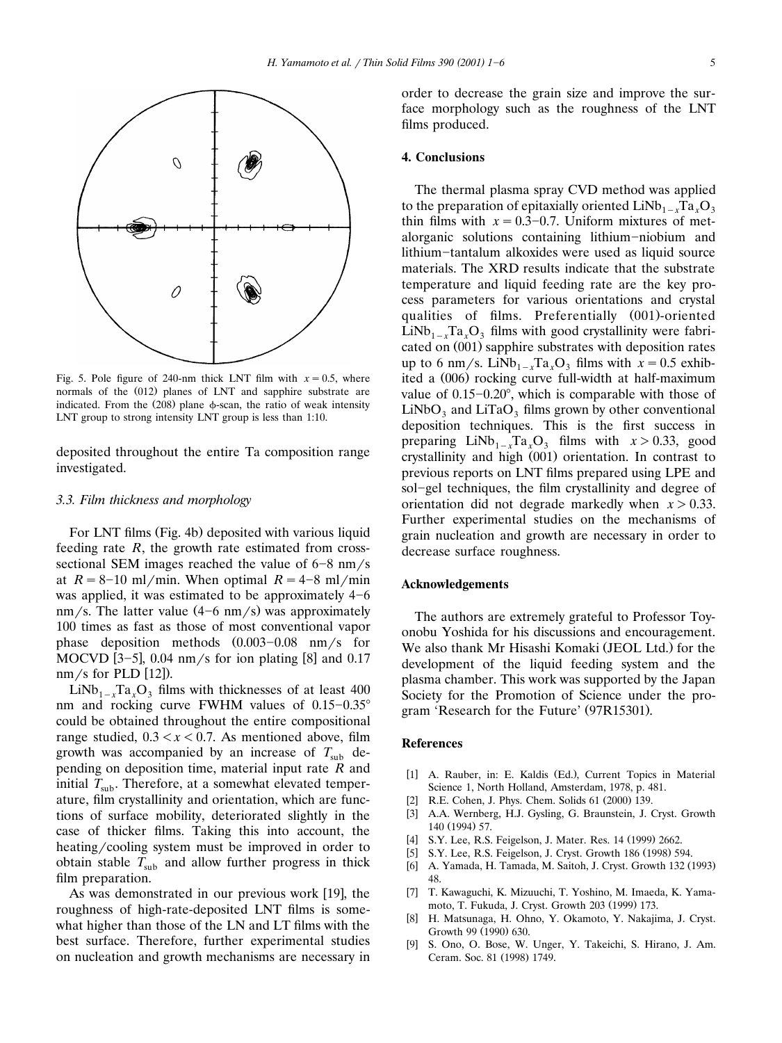Fig. 5. Pole figure of 240-nm thick LNT film with $x = 0.5$, where normals of the (012) planes of LNT and sapphire substrate are indicated. From the (208) plane $\phi$-scan, the ratio of weak intensity LNT group to strong intensity LNT group is less than 1:10.

deposited throughout the entire Ta composition range investigated.

### 3.3. Film thickness and morphology

For LNT films (Fig. 4b) deposited with various liquid feeding rate $R$, the growth rate estimated from cross-sectional SEM images reached the value of 6–8 nm/s at $R = 8$–$10$ ml/min. When optimal $R = 4$–$8$ ml/min was applied, it was estimated to be approximately 4–6 nm/s. The latter value (4–6 nm/s) was approximately 100 times as fast as those of most conventional vapor phase deposition methods (0.003–0.08 nm/s for MOCVD [3–5], 0.04 nm/s for ion plating [8] and 0.17 nm/s for PLD [12]).

$LiNb_{1-x}Ta_xO_3$ films with thicknesses of at least 400 nm and rocking curve FWHM values of 0.15–0.35° could be obtained throughout the entire compositional range studied, $0.3 < x < 0.7$. As mentioned above, film growth was accompanied by an increase of $T_{sub}$ depending on deposition time, material input rate $R$ and initial $T_{sub}$. Therefore, at a somewhat elevated temperature, film crystallinity and orientation, which are functions of surface mobility, deteriorated slightly in the case of thicker films. Taking this into account, the heating/cooling system must be improved in order to obtain stable $T_{sub}$ and allow further progress in thick film preparation.

As was demonstrated in our previous work [19], the roughness of high-rate-deposited LNT films is somewhat higher than those of the LN and LT films with the best surface. Therefore, further experimental studies on nucleation and growth mechanisms are necessary in order to decrease the grain size and improve the surface morphology such as the roughness of the LNT films produced.

## 4. Conclusions

The thermal plasma spray CVD method was applied to the preparation of epitaxially oriented $LiNb_{1-x}Ta_xO_3$ thin films with $x = 0.3$–$0.7$. Uniform mixtures of metalorganic solutions containing lithium–niobium and lithium–tantalum alkoxides were used as liquid source materials. The XRD results indicate that the substrate temperature and liquid feeding rate are the key process parameters for various orientations and crystal qualities of films. Preferentially (001)-oriented $LiNb_{1-x}Ta_xO_3$ films with good crystallinity were fabricated on (001) sapphire substrates with deposition rates up to 6 nm/s. $LiNb_{1-x}Ta_xO_3$ films with $x = 0.5$ exhibited a (006) rocking curve full-width at half-maximum value of 0.15–0.20°, which is comparable with those of $LiNbO_3$ and $LiTaO_3$ films grown by other conventional deposition techniques. This is the first success in preparing $LiNb_{1-x}Ta_xO_3$ films with $x > 0.33$, good crystallinity and high (001) orientation. In contrast to previous reports on LNT films prepared using LPE and sol–gel techniques, the film crystallinity and degree of orientation did not degrade markedly when $x > 0.33$. Further experimental studies on the mechanisms of grain nucleation and growth are necessary in order to decrease surface roughness.

## Acknowledgements

The authors are extremely grateful to Professor Toyonobu Yoshida for his discussions and encouragement. We also thank Mr Hisashi Komaki (JEOL Ltd.) for the development of the liquid feeding system and the plasma chamber. This work was supported by the Japan Society for the Promotion of Science under the program 'Research for the Future' (97R15301).

## References

[1] A. Rauber, in: E. Kaldis (Ed.), Current Topics in Material Science 1, North Holland, Amsterdam, 1978, p. 481.

[2] R.E. Cohen, J. Phys. Chem. Solids 61 (2000) 139.

[3] A.A. Wernberg, H.J. Gysling, G. Braunstein, J. Cryst. Growth 140 (1994) 57.

[4] S.Y. Lee, R.S. Feigelson, J. Mater. Res. 14 (1999) 2662.

[5] S.Y. Lee, R.S. Feigelson, J. Cryst. Growth 186 (1998) 594.

[6] A. Yamada, H. Tamada, M. Saitoh, J. Cryst. Growth 132 (1993) 48.

[7] T. Kawaguchi, K. Mizuuchi, T. Yoshino, M. Imaeda, K. Yamamoto, T. Fukuda, J. Cryst. Growth 203 (1999) 173.

[8] H. Matsunaga, H. Ohno, Y. Okamoto, Y. Nakajima, J. Cryst. Growth 99 (1990) 630.

[9] S. Ono, O. Bose, W. Unger, Y. Takeichi, S. Hirano, J. Am. Ceram. Soc. 81 (1998) 1749.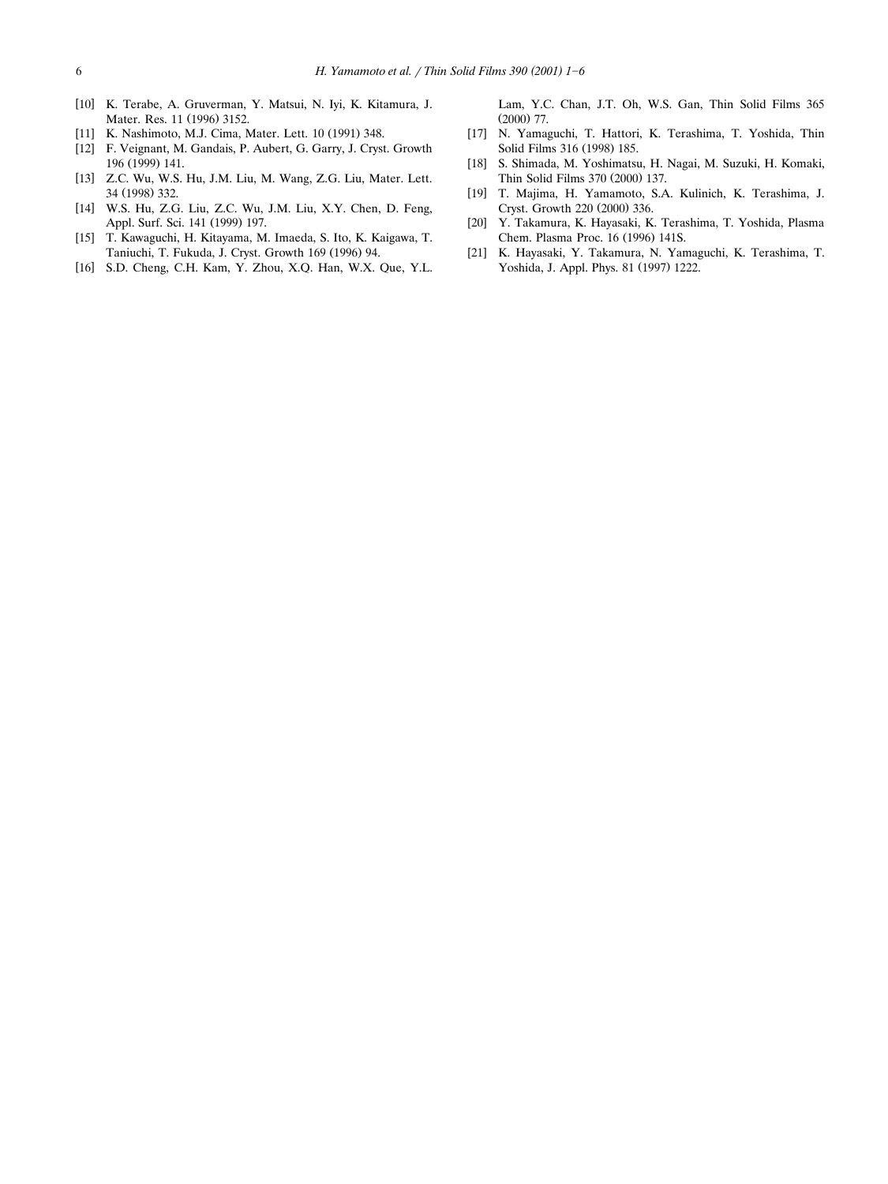[10] K. Terabe, A. Gruverman, Y. Matsui, N. Iyi, K. Kitamura, J. Mater. Res. 11 (1996) 3152.

[11] K. Nashimoto, M.J. Cima, Mater. Lett. 10 (1991) 348.

[12] F. Veignant, M. Gandais, P. Aubert, G. Garry, J. Cryst. Growth 196 (1999) 141.

[13] Z.C. Wu, W.S. Hu, J.M. Liu, M. Wang, Z.G. Liu, Mater. Lett. 34 (1998) 332.

[14] W.S. Hu, Z.G. Liu, Z.C. Wu, J.M. Liu, X.Y. Chen, D. Feng, Appl. Surf. Sci. 141 (1999) 197.

[15] T. Kawaguchi, H. Kitayama, M. Imaeda, S. Ito, K. Kaigawa, T. Taniuchi, T. Fukuda, J. Cryst. Growth 169 (1996) 94.

[16] S.D. Cheng, C.H. Kam, Y. Zhou, X.Q. Han, W.X. Que, Y.L. Lam, Y.C. Chan, J.T. Oh, W.S. Gan, Thin Solid Films 365 (2000) 77.

[17] N. Yamaguchi, T. Hattori, K. Terashima, T. Yoshida, Thin Solid Films 316 (1998) 185.

[18] S. Shimada, M. Yoshimatsu, H. Nagai, M. Suzuki, H. Komaki, Thin Solid Films 370 (2000) 137.

[19] T. Majima, H. Yamamoto, S.A. Kulinich, K. Terashima, J. Cryst. Growth 220 (2000) 336.

[20] Y. Takamura, K. Hayasaki, K. Terashima, T. Yoshida, Plasma Chem. Plasma Proc. 16 (1996) 141S.

[21] K. Hayasaki, Y. Takamura, N. Yamaguchi, K. Terashima, T. Yoshida, J. Appl. Phys. 81 (1997) 1222.